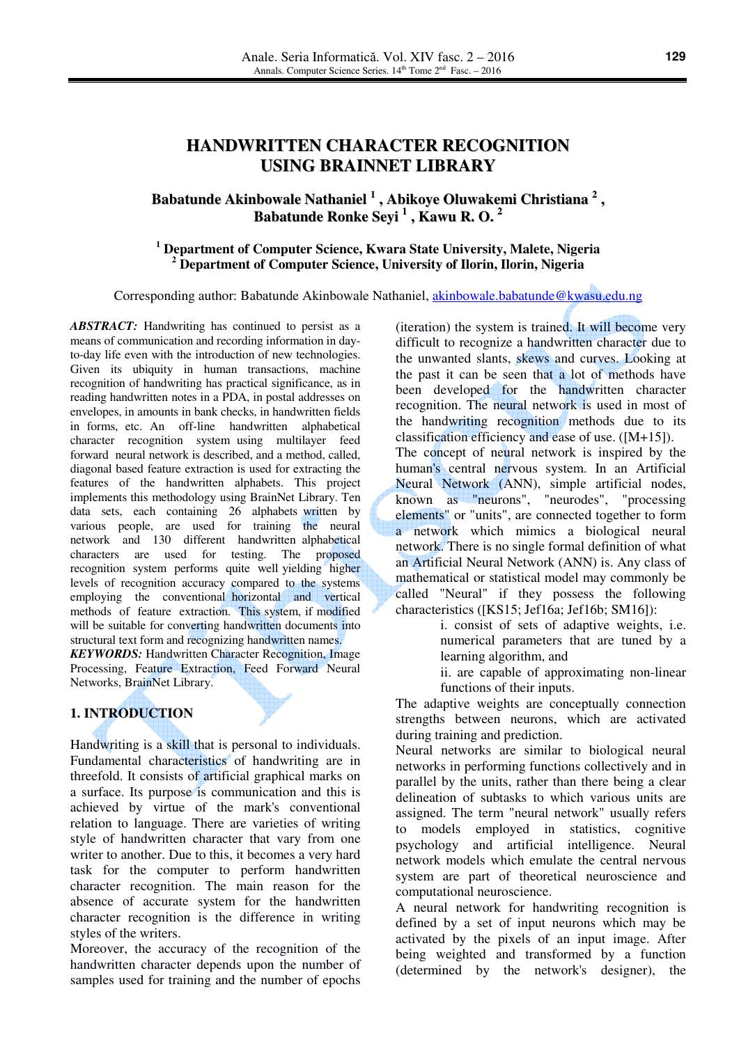# HANDWRITTEN CHARACTER RECOGNITION USING BRAINNET LIBRARY

**Babatunde Akinbowale Nathaniel [1], Abikoye Oluwakemi Christiana [2], Babatunde Ronke Seyi [1], Kawu R. O. [2]**

**[1] Department of Computer Science, Kwara State University, Malete, Nigeria**
**[2] Department of Computer Science, University of Ilorin, Ilorin, Nigeria**

Corresponding author: Babatunde Akinbowale Nathaniel, akinbowale.babatunde@kwasu.edu.ng

***ABSTRACT:*** Handwriting has continued to persist as a means of communication and recording information in day-to-day life even with the introduction of new technologies. Given its ubiquity in human transactions, machine recognition of handwriting has practical significance, as in reading handwritten notes in a PDA, in postal addresses on envelopes, in amounts in bank checks, in handwritten fields in forms, etc. An off-line handwritten alphabetical character recognition system using multilayer feed forward neural network is described, and a method, called, diagonal based feature extraction is used for extracting the features of the handwritten alphabets. This project implements this methodology using BrainNet Library. Ten data sets, each containing 26 alphabets written by various people, are used for training the neural network and 130 different handwritten alphabetical characters are used for testing. The proposed recognition system performs quite well yielding higher levels of recognition accuracy compared to the systems employing the conventional horizontal and vertical methods of feature extraction. This system, if modified will be suitable for converting handwritten documents into structural text form and recognizing handwritten names.

***KEYWORDS:*** Handwritten Character Recognition, Image Processing, Feature Extraction, Feed Forward Neural Networks, BrainNet Library.

## 1. INTRODUCTION

Handwriting is a skill that is personal to individuals. Fundamental characteristics of handwriting are in threefold. It consists of artificial graphical marks on a surface. Its purpose is communication and this is achieved by virtue of the mark's conventional relation to language. There are varieties of writing style of handwritten character that vary from one writer to another. Due to this, it becomes a very hard task for the computer to perform handwritten character recognition. The main reason for the absence of accurate system for the handwritten character recognition is the difference in writing styles of the writers.

Moreover, the accuracy of the recognition of the handwritten character depends upon the number of samples used for training and the number of epochs (iteration) the system is trained. It will become very difficult to recognize a handwritten character due to the unwanted slants, skews and curves. Looking at the past it can be seen that a lot of methods have been developed for the handwritten character recognition. The neural network is used in most of the handwriting recognition methods due to its classification efficiency and ease of use. ([M+15]).

The concept of neural network is inspired by the human's central nervous system. In an Artificial Neural Network (ANN), simple artificial nodes, known as "neurons", "neurodes", "processing elements" or "units", are connected together to form a network which mimics a biological neural network. There is no single formal definition of what an Artificial Neural Network (ANN) is. Any class of mathematical or statistical model may commonly be called "Neural" if they possess the following characteristics ([KS15; Jef16a; Jef16b; SM16]):

- i. consist of sets of adaptive weights, i.e. numerical parameters that are tuned by a learning algorithm, and
- ii. are capable of approximating non-linear functions of their inputs.

The adaptive weights are conceptually connection strengths between neurons, which are activated during training and prediction.

Neural networks are similar to biological neural networks in performing functions collectively and in parallel by the units, rather than there being a clear delineation of subtasks to which various units are assigned. The term "neural network" usually refers to models employed in statistics, cognitive psychology and artificial intelligence. Neural network models which emulate the central nervous system are part of theoretical neuroscience and computational neuroscience.

A neural network for handwriting recognition is defined by a set of input neurons which may be activated by the pixels of an input image. After being weighted and transformed by a function (determined by the network's designer), the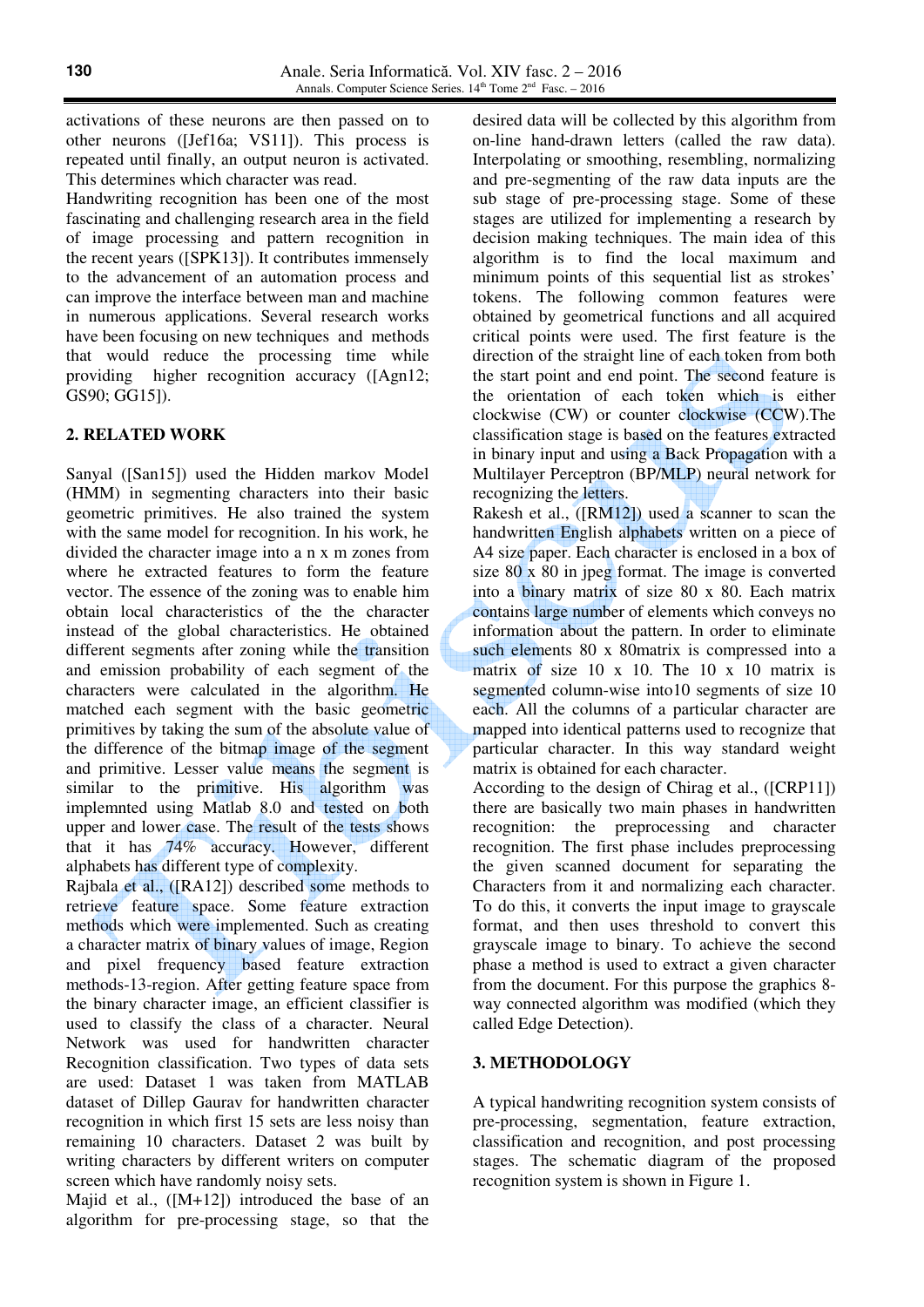activations of these neurons are then passed on to other neurons ([Jef16a; VS11]). This process is repeated until finally, an output neuron is activated. This determines which character was read.

Handwriting recognition has been one of the most fascinating and challenging research area in the field of image processing and pattern recognition in the recent years ([SPK13]). It contributes immensely to the advancement of an automation process and can improve the interface between man and machine in numerous applications. Several research works have been focusing on new techniques and methods that would reduce the processing time while providing higher recognition accuracy ([Agn12; GS90; GG15]).

## 2. RELATED WORK

Sanyal ([San15]) used the Hidden markov Model (HMM) in segmenting characters into their basic geometric primitives. He also trained the system with the same model for recognition. In his work, he divided the character image into a n x m zones from where he extracted features to form the feature vector. The essence of the zoning was to enable him obtain local characteristics of the the character instead of the global characteristics. He obtained different segments after zoning while the transition and emission probability of each segment of the characters were calculated in the algorithm. He matched each segment with the basic geometric primitives by taking the sum of the absolute value of the difference of the bitmap image of the segment and primitive. Lesser value means the segment is similar to the primitive. His algorithm was implemnted using Matlab 8.0 and tested on both upper and lower case. The result of the tests shows that it has 74% accuracy. However, different alphabets has different type of complexity.

Rajbala et al., ([RA12]) described some methods to retrieve feature space. Some feature extraction methods which were implemented. Such as creating a character matrix of binary values of image, Region and pixel frequency based feature extraction methods-13-region. After getting feature space from the binary character image, an efficient classifier is used to classify the class of a character. Neural Network was used for handwritten character Recognition classification. Two types of data sets are used: Dataset 1 was taken from MATLAB dataset of Dillep Gaurav for handwritten character recognition in which first 15 sets are less noisy than remaining 10 characters. Dataset 2 was built by writing characters by different writers on computer screen which have randomly noisy sets.

Majid et al., ([M+12]) introduced the base of an algorithm for pre-processing stage, so that the desired data will be collected by this algorithm from on-line hand-drawn letters (called the raw data). Interpolating or smoothing, resembling, normalizing and pre-segmenting of the raw data inputs are the sub stage of pre-processing stage. Some of these stages are utilized for implementing a research by decision making techniques. The main idea of this algorithm is to find the local maximum and minimum points of this sequential list as strokes' tokens. The following common features were obtained by geometrical functions and all acquired critical points were used. The first feature is the direction of the straight line of each token from both the start point and end point. The second feature is the orientation of each token which is either clockwise (CW) or counter clockwise (CCW).The classification stage is based on the features extracted in binary input and using a Back Propagation with a Multilayer Perceptron (BP/MLP) neural network for recognizing the letters.

Rakesh et al., ([RM12]) used a scanner to scan the handwritten English alphabets written on a piece of A4 size paper. Each character is enclosed in a box of size 80 x 80 in jpeg format. The image is converted into a binary matrix of size 80 x 80. Each matrix contains large number of elements which conveys no information about the pattern. In order to eliminate such elements 80 x 80matrix is compressed into a matrix of size 10 x 10. The 10 x 10 matrix is segmented column-wise into10 segments of size 10 each. All the columns of a particular character are mapped into identical patterns used to recognize that particular character. In this way standard weight matrix is obtained for each character.

According to the design of Chirag et al., ([CRP11]) there are basically two main phases in handwritten recognition: the preprocessing and character recognition. The first phase includes preprocessing the given scanned document for separating the Characters from it and normalizing each character. To do this, it converts the input image to grayscale format, and then uses threshold to convert this grayscale image to binary. To achieve the second phase a method is used to extract a given character from the document. For this purpose the graphics 8-way connected algorithm was modified (which they called Edge Detection).

## 3. METHODOLOGY

A typical handwriting recognition system consists of pre-processing, segmentation, feature extraction, classification and recognition, and post processing stages. The schematic diagram of the proposed recognition system is shown in Figure 1.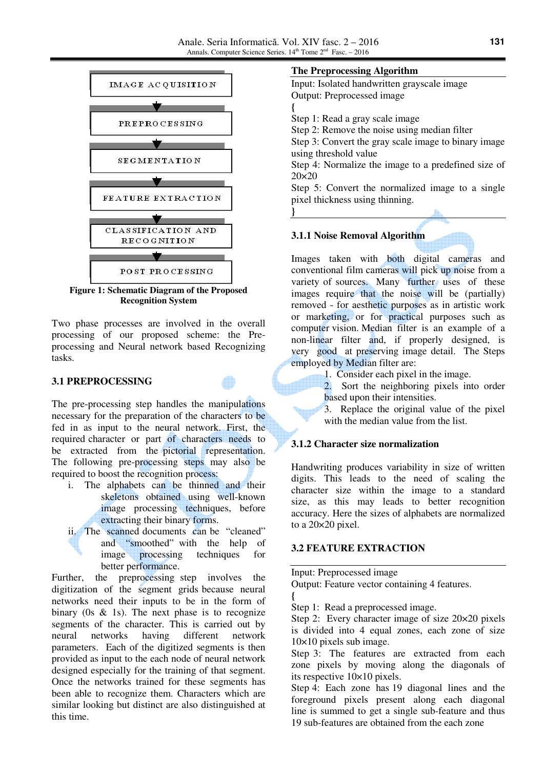IMAGE ACQUISITION

↓

PREPROCESSING

↓

SEGMENTATION

↓

FEATURE EXTRACTION

↓

CLASSIFICATION AND RECOGNITION

↓

POST PROCESSING

**Figure 1: Schematic Diagram of the Proposed Recognition System**

Two phase processes are involved in the overall processing of our proposed scheme: the Pre-processing and Neural network based Recognizing tasks.

## 3.1 PREPROCESSING

The pre-processing step handles the manipulations necessary for the preparation of the characters to be fed in as input to the neural network. First, the required character or part of characters needs to be extracted from the pictorial representation. The following pre-processing steps may also be required to boost the recognition process:

i. The alphabets can be thinned and their skeletons obtained using well-known image processing techniques, before extracting their binary forms.

ii. The scanned documents can be "cleaned" and "smoothed" with the help of image processing techniques for better performance.

Further, the preprocessing step involves the digitization of the segment grids because neural networks need their inputs to be in the form of binary (0s & 1s). The next phase is to recognize segments of the character. This is carried out by neural networks having different network parameters. Each of the digitized segments is then provided as input to the each node of neural network designed especially for the training of that segment. Once the networks trained for these segments has been able to recognize them. Characters which are similar looking but distinct are also distinguished at this time.

**The Preprocessing Algorithm**

Input: Isolated handwritten grayscale image
Output: Preprocessed image
{
Step 1: Read a gray scale image
Step 2: Remove the noise using median filter
Step 3: Convert the gray scale image to binary image using threshold value
Step 4: Normalize the image to a predefined size of 20×20
Step 5: Convert the normalized image to a single pixel thickness using thinning.
}

### 3.1.1 Noise Removal Algorithm

Images taken with both digital cameras and conventional film cameras will pick up noise from a variety of sources. Many further uses of these images require that the noise will be (partially) removed - for aesthetic purposes as in artistic work or marketing, or for practical purposes such as computer vision. Median filter is an example of a non-linear filter and, if properly designed, is very good at preserving image detail. The Steps employed by Median filter are:

1. Consider each pixel in the image.
2. Sort the neighboring pixels into order based upon their intensities.
3. Replace the original value of the pixel with the median value from the list.

### 3.1.2 Character size normalization

Handwriting produces variability in size of written digits. This leads to the need of scaling the character size within the image to a standard size, as this may leads to better recognition accuracy. Here the sizes of alphabets are normalized to a 20×20 pixel.

## 3.2 FEATURE EXTRACTION

Input: Preprocessed image
Output: Feature vector containing 4 features.
{
Step 1: Read a preprocessed image.
Step 2: Every character image of size 20×20 pixels is divided into 4 equal zones, each zone of size 10×10 pixels sub image.
Step 3: The features are extracted from each zone pixels by moving along the diagonals of its respective 10×10 pixels.
Step 4: Each zone has 19 diagonal lines and the foreground pixels present along each diagonal line is summed to get a single sub-feature and thus 19 sub-features are obtained from the each zone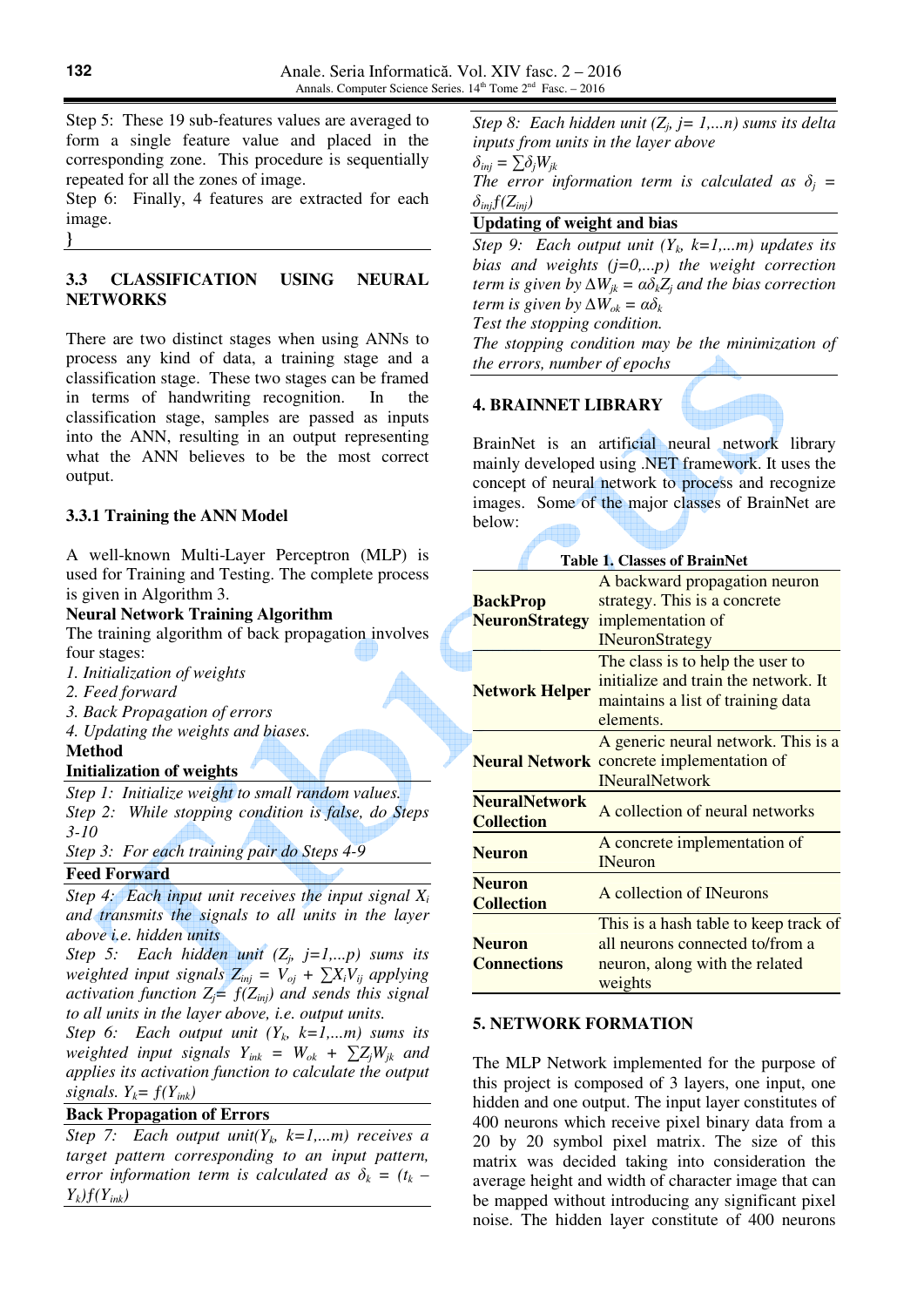Step 5: These 19 sub-features values are averaged to form a single feature value and placed in the corresponding zone. This procedure is sequentially repeated for all the zones of image.

Step 6: Finally, 4 features are extracted for each image.

}

### 3.3 CLASSIFICATION USING NEURAL NETWORKS

There are two distinct stages when using ANNs to process any kind of data, a training stage and a classification stage. These two stages can be framed in terms of handwriting recognition. In the classification stage, samples are passed as inputs into the ANN, resulting in an output representing what the ANN believes to be the most correct output.

#### 3.3.1 Training the ANN Model

A well-known Multi-Layer Perceptron (MLP) is used for Training and Testing. The complete process is given in Algorithm 3.

**Neural Network Training Algorithm**

The training algorithm of back propagation involves four stages:

*1. Initialization of weights*
*2. Feed forward*
*3. Back Propagation of errors*
*4. Updating the weights and biases.*

**Method**

**Initialization of weights**

*Step 1: Initialize weight to small random values.*

*Step 2: While stopping condition is false, do Steps 3-10*

*Step 3: For each training pair do Steps 4-9*

**Feed Forward**

*Step 4: Each input unit receives the input signal $X_i$ and transmits the signals to all units in the layer above i.e. hidden units*

*Step 5: Each hidden unit ($Z_j$, $j=1,...p$) sums its weighted input signals $Z_{inj} = V_{oj} + \sum X_i V_{ij}$ applying activation function $Z_j = f(Z_{inj})$ and sends this signal to all units in the layer above, i.e. output units.*

*Step 6: Each output unit ($Y_k$, $k=1,...m$) sums its weighted input signals $Y_{ink} = W_{ok} + \sum Z_j W_{jk}$ and applies its activation function to calculate the output signals. $Y_k = f(Y_{ink})$*

**Back Propagation of Errors**

*Step 7: Each output unit($Y_k$, $k=1,...m$) receives a target pattern corresponding to an input pattern, error information term is calculated as $\delta_k = (t_k - Y_k) f(Y_{ink})$*

*Step 8: Each hidden unit ($Z_j$, $j = 1,...n$) sums its delta inputs from units in the layer above*

*$\delta_{inj} = \sum \delta_j W_{jk}$*

*The error information term is calculated as $\delta_j = \delta_{inj} f(Z_{inj})$*

**Updating of weight and bias**

*Step 9: Each output unit ($Y_k$, $k=1,...m$) updates its bias and weights ($j=0,...p$) the weight correction term is given by $\Delta W_{jk} = \alpha \delta_k Z_j$ and the bias correction term is given by $\Delta W_{ok} = \alpha \delta_k$*

*Test the stopping condition.*

*The stopping condition may be the minimization of the errors, number of epochs*

## 4. BRAINNET LIBRARY

BrainNet is an artificial neural network library mainly developed using .NET framework. It uses the concept of neural network to process and recognize images. Some of the major classes of BrainNet are below:

**Table 1. Classes of BrainNet**

| | |
|---|---|
| **BackProp NeuronStrategy** | A backward propagation neuron strategy. This is a concrete implementation of INeuronStrategy |
| **Network Helper** | The class is to help the user to initialize and train the network. It maintains a list of training data elements. |
| **Neural Network** | A generic neural network. This is a concrete implementation of INeuralNetwork |
| **NeuralNetwork Collection** | A collection of neural networks |
| **Neuron** | A concrete implementation of INeuron |
| **Neuron Collection** | A collection of INeurons |
| **Neuron Connections** | This is a hash table to keep track of all neurons connected to/from a neuron, along with the related weights |

## 5. NETWORK FORMATION

The MLP Network implemented for the purpose of this project is composed of 3 layers, one input, one hidden and one output. The input layer constitutes of 400 neurons which receive pixel binary data from a 20 by 20 symbol pixel matrix. The size of this matrix was decided taking into consideration the average height and width of character image that can be mapped without introducing any significant pixel noise. The hidden layer constitute of 400 neurons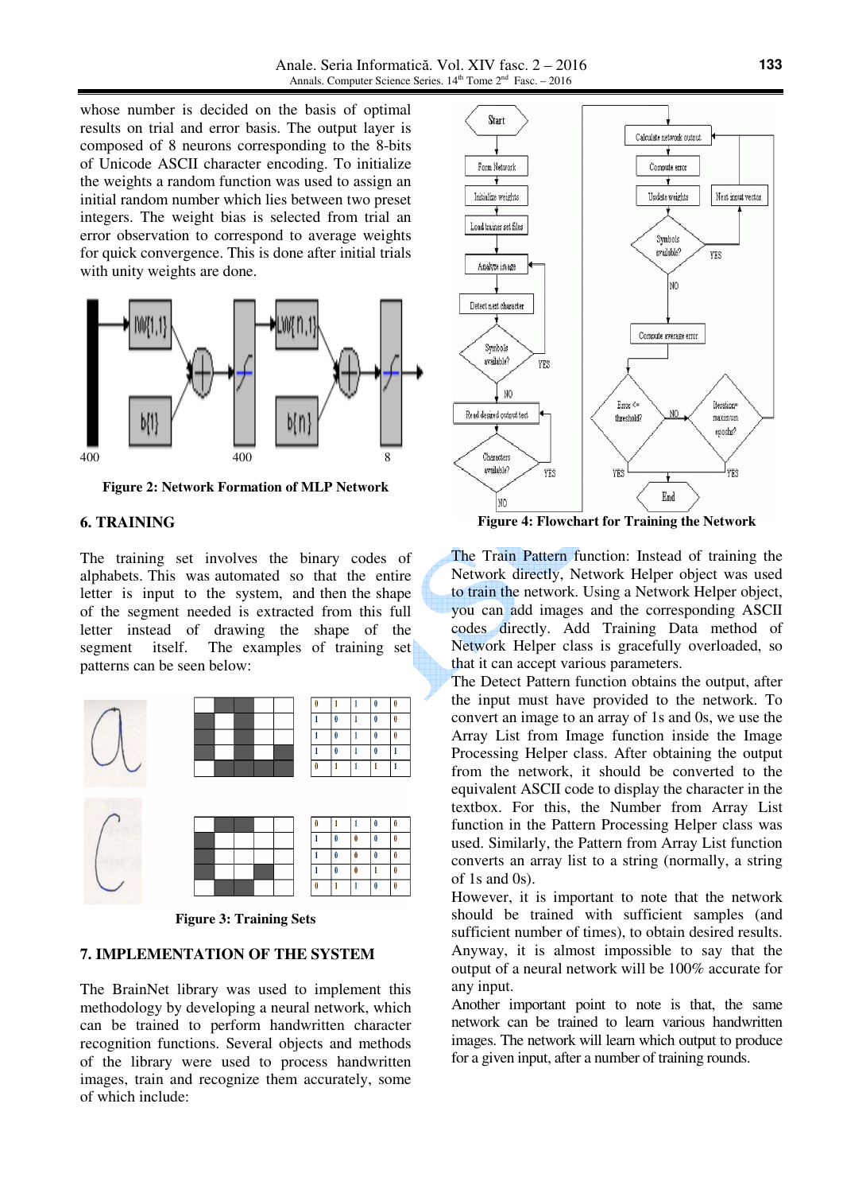whose number is decided on the basis of optimal results on trial and error basis. The output layer is composed of 8 neurons corresponding to the 8-bits of Unicode ASCII character encoding. To initialize the weights a random function was used to assign an initial random number which lies between two preset integers. The weight bias is selected from trial an error observation to correspond to average weights for quick convergence. This is done after initial trials with unity weights are done.

**Figure 2: Network Formation of MLP Network**

## 6. TRAINING

The training set involves the binary codes of alphabets. This was automated so that the entire letter is input to the system, and then the shape of the segment needed is extracted from this full letter instead of drawing the shape of the segment itself. The examples of training set patterns can be seen below:

| 0 | 1 | 1 | 0 | 0 |
|---|---|---|---|---|
| 1 | 0 | 1 | 0 | 0 |
| 1 | 0 | 1 | 0 | 0 |
| 1 | 0 | 1 | 0 | 1 |
| 0 | 1 | 1 | 1 | 1 |

| 0 | 1 | 1 | 0 | 0 |
|---|---|---|---|---|
| 1 | 0 | 0 | 0 | 0 |
| 1 | 0 | 0 | 0 | 0 |
| 1 | 0 | 0 | 1 | 0 |
| 0 | 1 | 1 | 0 | 0 |

**Figure 3: Training Sets**

## 7. IMPLEMENTATION OF THE SYSTEM

The BrainNet library was used to implement this methodology by developing a neural network, which can be trained to perform handwritten character recognition functions. Several objects and methods of the library were used to process handwritten images, train and recognize them accurately, some of which include:

**Figure 4: Flowchart for Training the Network**

The Train Pattern function: Instead of training the Network directly, Network Helper object was used to train the network. Using a Network Helper object, you can add images and the corresponding ASCII codes directly. Add Training Data method of Network Helper class is gracefully overloaded, so that it can accept various parameters.

The Detect Pattern function obtains the output, after the input must have provided to the network. To convert an image to an array of 1s and 0s, we use the Array List from Image function inside the Image Processing Helper class. After obtaining the output from the network, it should be converted to the equivalent ASCII code to display the character in the textbox. For this, the Number from Array List function in the Pattern Processing Helper class was used. Similarly, the Pattern from Array List function converts an array list to a string (normally, a string of 1s and 0s).

However, it is important to note that the network should be trained with sufficient samples (and sufficient number of times), to obtain desired results. Anyway, it is almost impossible to say that the output of a neural network will be 100% accurate for any input.

Another important point to note is that, the same network can be trained to learn various handwritten images. The network will learn which output to produce for a given input, after a number of training rounds.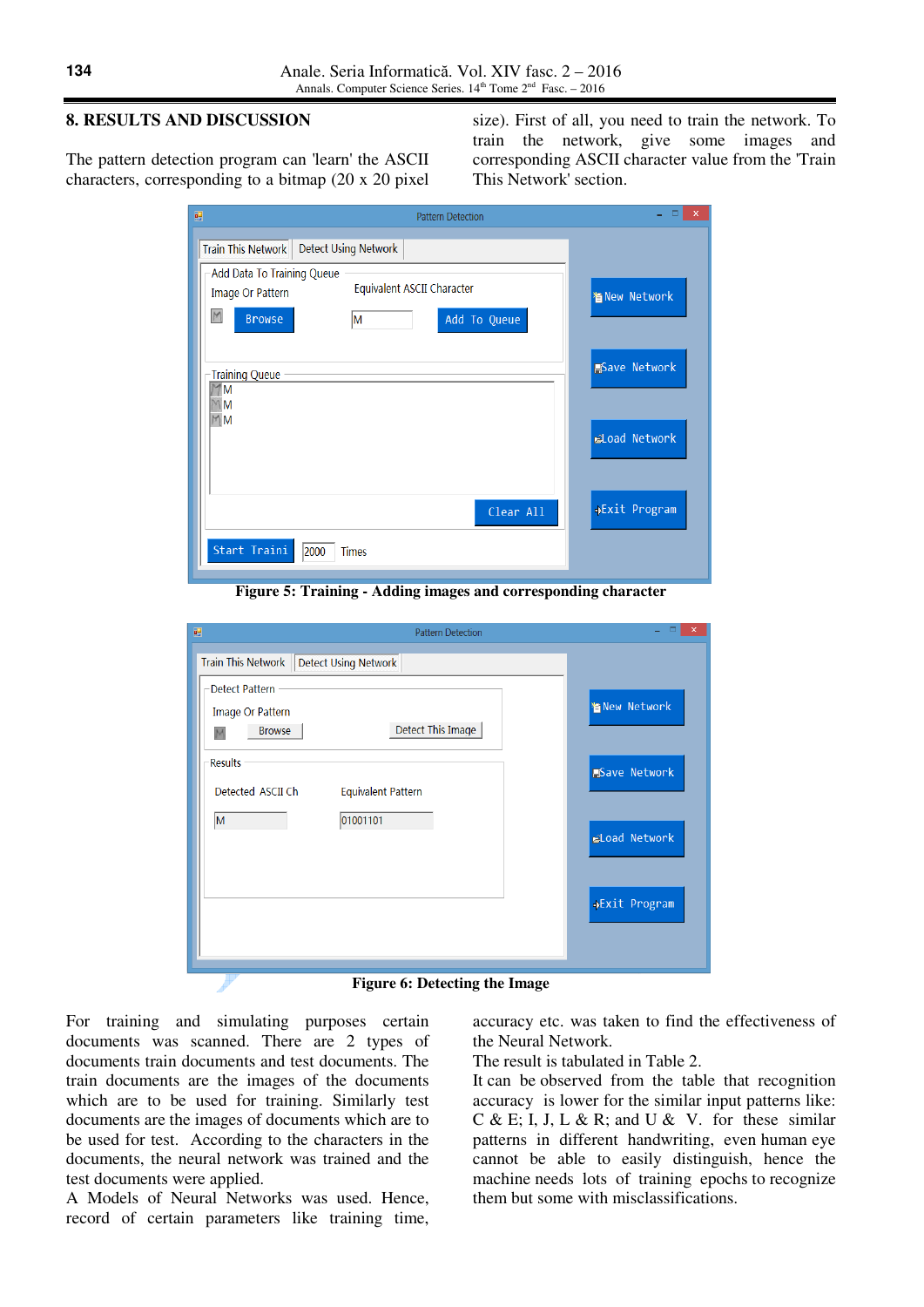## 8. RESULTS AND DISCUSSION

The pattern detection program can 'learn' the ASCII characters, corresponding to a bitmap (20 x 20 pixel size). First of all, you need to train the network. To train the network, give some images and corresponding ASCII character value from the 'Train This Network' section.

**Figure 5: Training - Adding images and corresponding character**

**Figure 6: Detecting the Image**

For training and simulating purposes certain documents was scanned. There are 2 types of documents train documents and test documents. The train documents are the images of the documents which are to be used for training. Similarly test documents are the images of documents which are to be used for test. According to the characters in the documents, the neural network was trained and the test documents were applied.

A Models of Neural Networks was used. Hence, record of certain parameters like training time, accuracy etc. was taken to find the effectiveness of the Neural Network.

The result is tabulated in Table 2.

It can be observed from the table that recognition accuracy is lower for the similar input patterns like: C & E; I, J, L & R; and U & V. for these similar patterns in different handwriting, even human eye cannot be able to easily distinguish, hence the machine needs lots of training epochs to recognize them but some with misclassifications.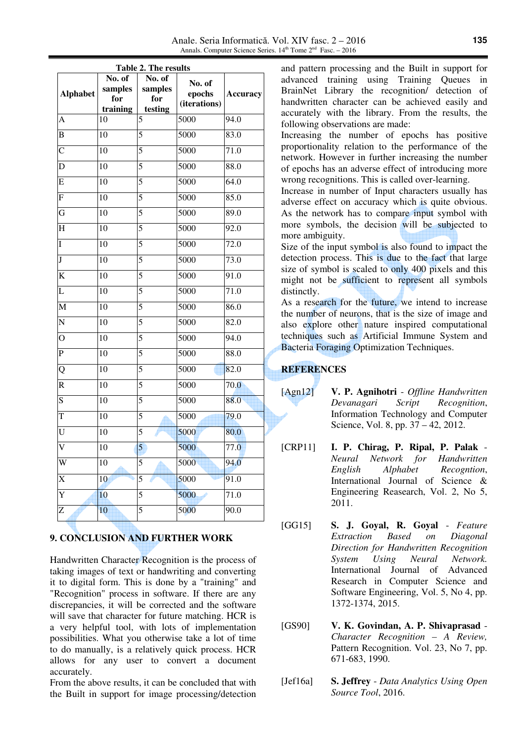**Table 2. The results**

| Alphabet | No. of samples for training | No. of samples for testing | No. of epochs (iterations) | Accuracy |
|---|---|---|---|---|
| A | 10 | 5 | 5000 | 94.0 |
| B | 10 | 5 | 5000 | 83.0 |
| C | 10 | 5 | 5000 | 71.0 |
| D | 10 | 5 | 5000 | 88.0 |
| E | 10 | 5 | 5000 | 64.0 |
| F | 10 | 5 | 5000 | 85.0 |
| G | 10 | 5 | 5000 | 89.0 |
| H | 10 | 5 | 5000 | 92.0 |
| I | 10 | 5 | 5000 | 72.0 |
| J | 10 | 5 | 5000 | 73.0 |
| K | 10 | 5 | 5000 | 91.0 |
| L | 10 | 5 | 5000 | 71.0 |
| M | 10 | 5 | 5000 | 86.0 |
| N | 10 | 5 | 5000 | 82.0 |
| O | 10 | 5 | 5000 | 94.0 |
| P | 10 | 5 | 5000 | 88.0 |
| Q | 10 | 5 | 5000 | 82.0 |
| R | 10 | 5 | 5000 | 70.0 |
| S | 10 | 5 | 5000 | 88.0 |
| T | 10 | 5 | 5000 | 79.0 |
| U | 10 | 5 | 5000 | 80.0 |
| V | 10 | 5 | 5000 | 77.0 |
| W | 10 | 5 | 5000 | 94.0 |
| X | 10 | 5 | 5000 | 91.0 |
| Y | 10 | 5 | 5000 | 71.0 |
| Z | 10 | 5 | 5000 | 90.0 |

## 9. CONCLUSION AND FURTHER WORK

Handwritten Character Recognition is the process of taking images of text or handwriting and converting it to digital form. This is done by a "training" and "Recognition" process in software. If there are any discrepancies, it will be corrected and the software will save that character for future matching. HCR is a very helpful tool, with lots of implementation possibilities. What you otherwise take a lot of time to do manually, is a relatively quick process. HCR allows for any user to convert a document accurately.

From the above results, it can be concluded that with the Built in support for image processing/detection and pattern processing and the Built in support for advanced training using Training Queues in BrainNet Library the recognition/ detection of handwritten character can be achieved easily and accurately with the library. From the results, the following observations are made:

Increasing the number of epochs has positive proportionality relation to the performance of the network. However in further increasing the number of epochs has an adverse effect of introducing more wrong recognitions. This is called over-learning.

Increase in number of Input characters usually has adverse effect on accuracy which is quite obvious. As the network has to compare input symbol with more symbols, the decision will be subjected to more ambiguity.

Size of the input symbol is also found to impact the detection process. This is due to the fact that large size of symbol is scaled to only 400 pixels and this might not be sufficient to represent all symbols distinctly.

As a research for the future, we intend to increase the number of neurons, that is the size of image and also explore other nature inspired computational techniques such as Artificial Immune System and Bacteria Foraging Optimization Techniques.

## REFERENCES

[Agn12] **V. P. Agnihotri** - *Offline Handwritten Devanagari Script Recognition*, Information Technology and Computer Science, Vol. 8, pp. 37 – 42, 2012.

[CRP11] **I. P. Chirag, P. Ripal, P. Palak** - *Neural Network for Handwritten English Alphabet Recogntion*, International Journal of Science & Engineering Reasearch, Vol. 2, No 5, 2011.

[GG15] **S. J. Goyal, R. Goyal** - *Feature Extraction Based on Diagonal Direction for Handwritten Recognition System Using Neural Network.* International Journal of Advanced Research in Computer Science and Software Engineering, Vol. 5, No 4, pp. 1372-1374, 2015.

[GS90] **V. K. Govindan, A. P. Shivaprasad** - *Character Recognition – A Review,* Pattern Recognition. Vol. 23, No 7, pp. 671-683, 1990.

[Jef16a] **S. Jeffrey** - *Data Analytics Using Open Source Tool*, 2016.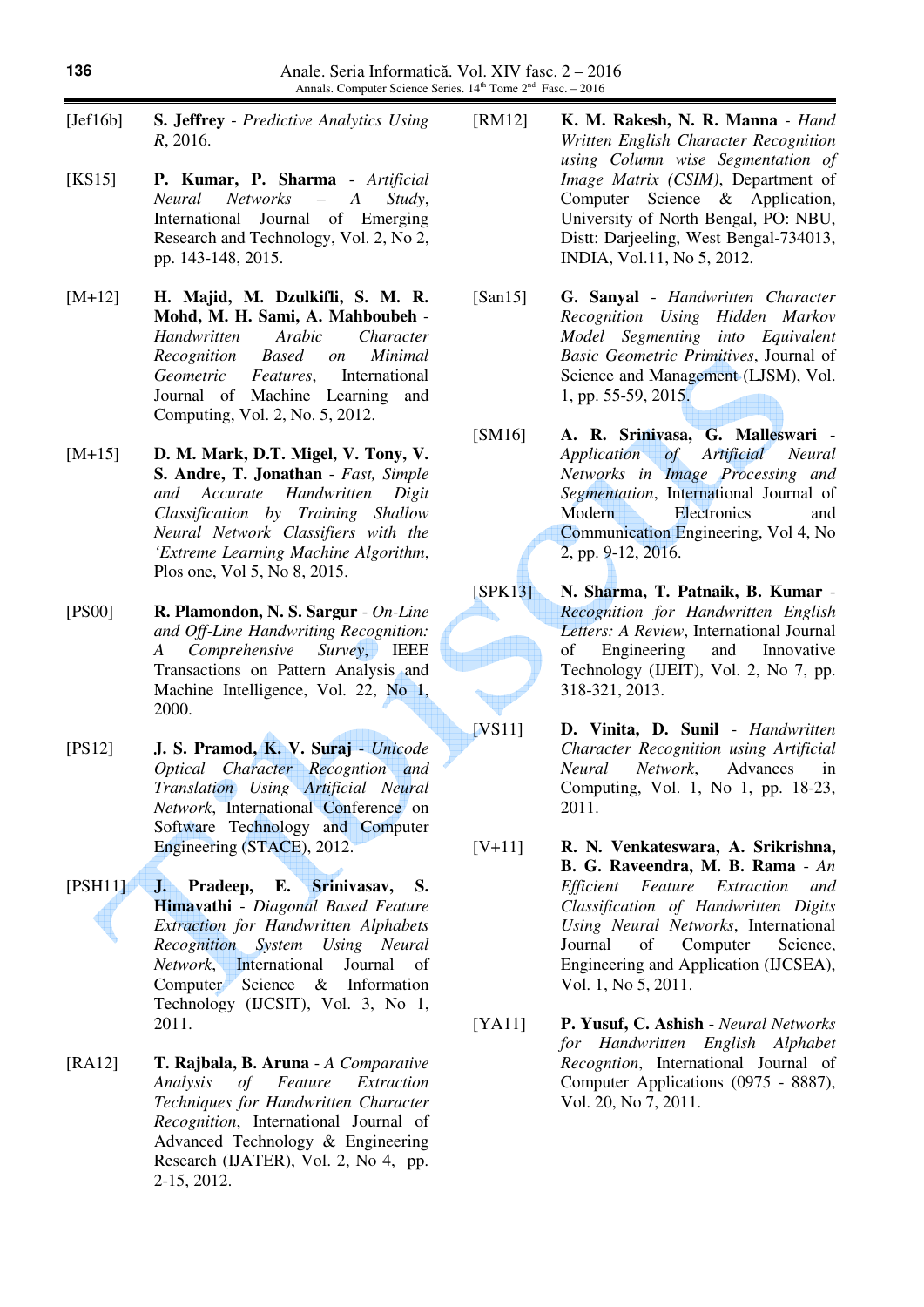[Jef16b] **S. Jeffrey** - *Predictive Analytics Using R*, 2016.

[KS15] **P. Kumar, P. Sharma** - *Artificial Neural Networks – A Study*, International Journal of Emerging Research and Technology, Vol. 2, No 2, pp. 143-148, 2015.

[M+12] **H. Majid, M. Dzulkifli, S. M. R. Mohd, M. H. Sami, A. Mahboubeh** - *Handwritten Arabic Character Recognition Based on Minimal Geometric Features*, International Journal of Machine Learning and Computing, Vol. 2, No. 5, 2012.

[M+15] **D. M. Mark, D.T. Migel, V. Tony, V. S. Andre, T. Jonathan** - *Fast, Simple and Accurate Handwritten Digit Classification by Training Shallow Neural Network Classifiers with the 'Extreme Learning Machine Algorithm*, Plos one, Vol 5, No 8, 2015.

[PS00] **R. Plamondon, N. S. Sargur** - *On-Line and Off-Line Handwriting Recognition: A Comprehensive Survey*, IEEE Transactions on Pattern Analysis and Machine Intelligence, Vol. 22, No 1, 2000.

[PS12] **J. S. Pramod, K. V. Suraj** - *Unicode Optical Character Recognition and Translation Using Artificial Neural Network*, International Conference on Software Technology and Computer Engineering (STACE), 2012.

[PSH11] **J. Pradeep, E. Srinivasav, S. Himavathi** - *Diagonal Based Feature Extraction for Handwritten Alphabets Recognition System Using Neural Network*, International Journal of Computer Science & Information Technology (IJCSIT), Vol. 3, No 1, 2011.

[RA12] **T. Rajbala, B. Aruna** - *A Comparative Analysis of Feature Extraction Techniques for Handwritten Character Recognition*, International Journal of Advanced Technology & Engineering Research (IJATER), Vol. 2, No 4, pp. 2-15, 2012.

[RM12] **K. M. Rakesh, N. R. Manna** - *Hand Written English Character Recognition using Column wise Segmentation of Image Matrix (CSIM)*, Department of Computer Science & Application, University of North Bengal, PO: NBU, Distt: Darjeeling, West Bengal-734013, INDIA, Vol.11, No 5, 2012.

[San15] **G. Sanyal** - *Handwritten Character Recognition Using Hidden Markov Model Segmenting into Equivalent Basic Geometric Primitives*, Journal of Science and Management (LJSM), Vol. 1, pp. 55-59, 2015.

[SM16] **A. R. Srinivasa, G. Malleswari** - *Application of Artificial Neural Networks in Image Processing and Segmentation*, International Journal of Modern Electronics and Communication Engineering, Vol 4, No 2, pp. 9-12, 2016.

[SPK13] **N. Sharma, T. Patnaik, B. Kumar** - *Recognition for Handwritten English Letters: A Review*, International Journal of Engineering and Innovative Technology (IJEIT), Vol. 2, No 7, pp. 318-321, 2013.

[VS11] **D. Vinita, D. Sunil** - *Handwritten Character Recognition using Artificial Neural Network*, Advances in Computing, Vol. 1, No 1, pp. 18-23, 2011.

[V+11] **R. N. Venkateswara, A. Srikrishna, B. G. Raveendra, M. B. Rama** - *An Efficient Feature Extraction and Classification of Handwritten Digits Using Neural Networks*, International Journal of Computer Science, Engineering and Application (IJCSEA), Vol. 1, No 5, 2011.

[YA11] **P. Yusuf, C. Ashish** - *Neural Networks for Handwritten English Alphabet Recogntion*, International Journal of Computer Applications (0975 - 8887), Vol. 20, No 7, 2011.